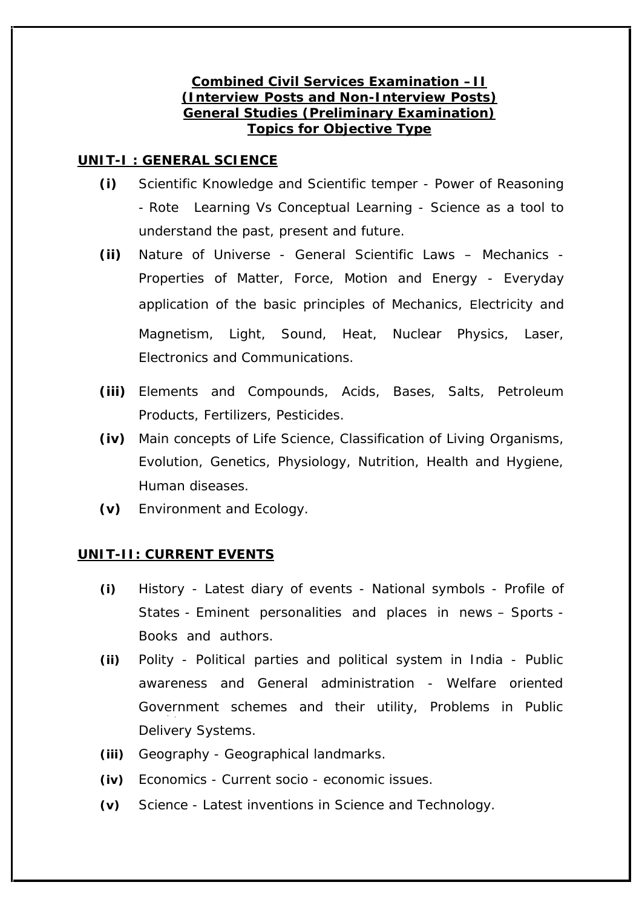# Combined Civil Services Examination – II
## (Interview Posts and Non-Interview Posts)
## General Studies (Preliminary Examination)
## Topics for Objective Type

**UNIT-I : GENERAL SCIENCE**

- **(i)** Scientific Knowledge and Scientific temper - Power of Reasoning - Rote Learning Vs Conceptual Learning - Science as a tool to understand the past, present and future.
- **(ii)** Nature of Universe - General Scientific Laws – Mechanics - Properties of Matter, Force, Motion and Energy - Everyday application of the basic principles of Mechanics, Electricity and Magnetism, Light, Sound, Heat, Nuclear Physics, Laser, Electronics and Communications.
- **(iii)** Elements and Compounds, Acids, Bases, Salts, Petroleum Products, Fertilizers, Pesticides.
- **(iv)** Main concepts of Life Science, Classification of Living Organisms, Evolution, Genetics, Physiology, Nutrition, Health and Hygiene, Human diseases.
- **(v)** Environment and Ecology.

**UNIT-II: CURRENT EVENTS**

- **(i)** History - Latest diary of events - National symbols - Profile of States - Eminent personalities and places in news – Sports - Books and authors.
- **(ii)** Polity - Political parties and political system in India - Public awareness and General administration - Welfare oriented Government schemes and their utility, Problems in Public Delivery Systems.
- **(iii)** Geography - Geographical landmarks.
- **(iv)** Economics - Current socio - economic issues.
- **(v)** Science - Latest inventions in Science and Technology.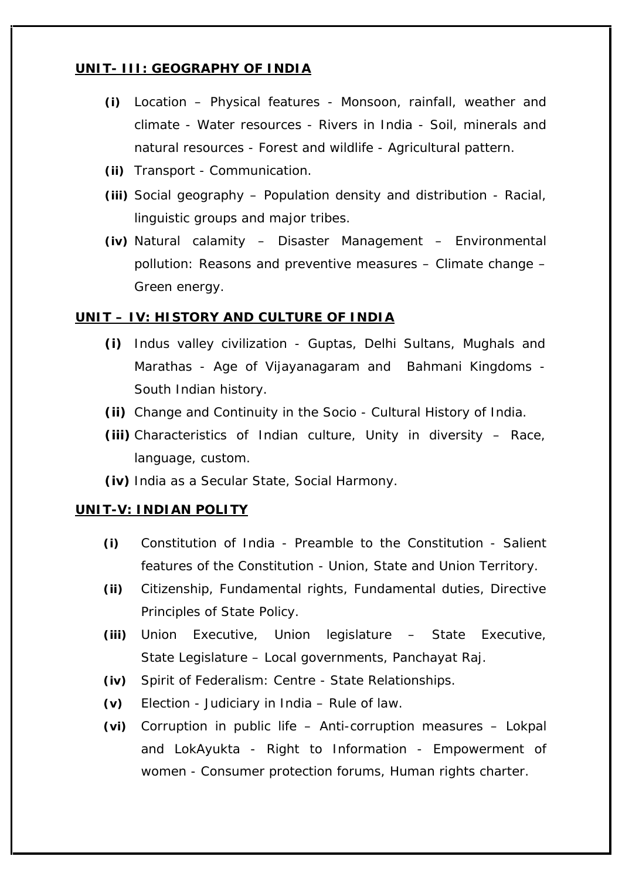## UNIT- III: GEOGRAPHY OF INDIA

- **(i)** Location – Physical features - Monsoon, rainfall, weather and climate - Water resources - Rivers in India - Soil, minerals and natural resources - Forest and wildlife - Agricultural pattern.
- **(ii)** Transport - Communication.
- **(iii)** Social geography – Population density and distribution - Racial, linguistic groups and major tribes.
- **(iv)** Natural calamity – Disaster Management – Environmental pollution: Reasons and preventive measures – Climate change – Green energy.

## UNIT – IV: HISTORY AND CULTURE OF INDIA

- **(i)** Indus valley civilization - Guptas, Delhi Sultans, Mughals and Marathas - Age of Vijayanagaram and Bahmani Kingdoms - South Indian history.
- **(ii)** Change and Continuity in the Socio - Cultural History of India.
- **(iii)** Characteristics of Indian culture, Unity in diversity – Race, language, custom.
- **(iv)** India as a Secular State, Social Harmony.

## UNIT-V: INDIAN POLITY

- **(i)** Constitution of India - Preamble to the Constitution - Salient features of the Constitution - Union, State and Union Territory.
- **(ii)** Citizenship, Fundamental rights, Fundamental duties, Directive Principles of State Policy.
- **(iii)** Union Executive, Union legislature – State Executive, State Legislature – Local governments, Panchayat Raj.
- **(iv)** Spirit of Federalism: Centre - State Relationships.
- **(v)** Election - Judiciary in India – Rule of law.
- **(vi)** Corruption in public life – Anti-corruption measures – Lokpal and LokAyukta - Right to Information - Empowerment of women - Consumer protection forums, Human rights charter.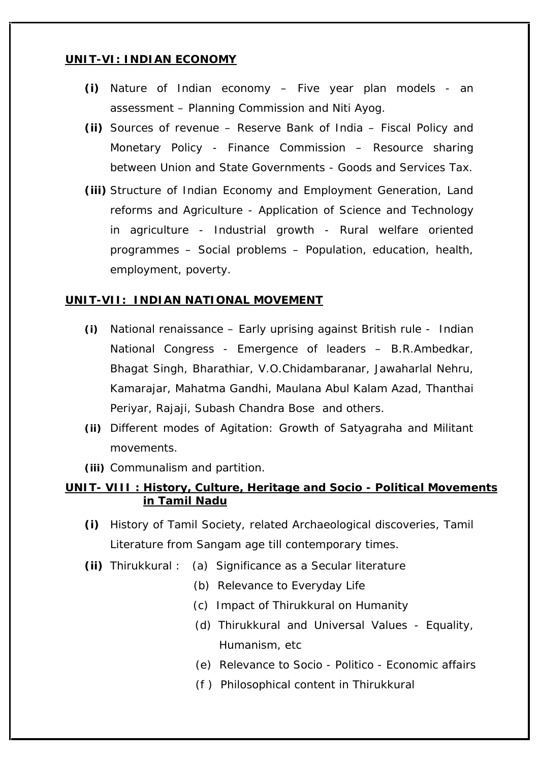**UNIT-VI: INDIAN ECONOMY**

- **(i)** Nature of Indian economy – Five year plan models - an assessment – Planning Commission and Niti Ayog.
- **(ii)** Sources of revenue – Reserve Bank of India – Fiscal Policy and Monetary Policy - Finance Commission – Resource sharing between Union and State Governments - Goods and Services Tax.
- **(iii)** Structure of Indian Economy and Employment Generation, Land reforms and Agriculture - Application of Science and Technology in agriculture - Industrial growth - Rural welfare oriented programmes – Social problems – Population, education, health, employment, poverty.

**UNIT-VII: INDIAN NATIONAL MOVEMENT**

- **(i)** National renaissance – Early uprising against British rule - Indian National Congress - Emergence of leaders – B.R.Ambedkar, Bhagat Singh, Bharathiar, V.O.Chidambaranar, Jawaharlal Nehru, Kamarajar, Mahatma Gandhi, Maulana Abul Kalam Azad, Thanthai Periyar, Rajaji, Subash Chandra Bose and others.
- **(ii)** Different modes of Agitation: Growth of Satyagraha and Militant movements.
- **(iii)** Communalism and partition.

**UNIT- VIII : History, Culture, Heritage and Socio - Political Movements in Tamil Nadu**

- **(i)** History of Tamil Society, related Archaeological discoveries, Tamil Literature from Sangam age till contemporary times.
- **(ii)** Thirukkural :
  - (a) Significance as a Secular literature
  - (b) Relevance to Everyday Life
  - (c) Impact of Thirukkural on Humanity
  - (d) Thirukkural and Universal Values - Equality, Humanism, etc
  - (e) Relevance to Socio - Politico - Economic affairs
  - (f ) Philosophical content in Thirukkural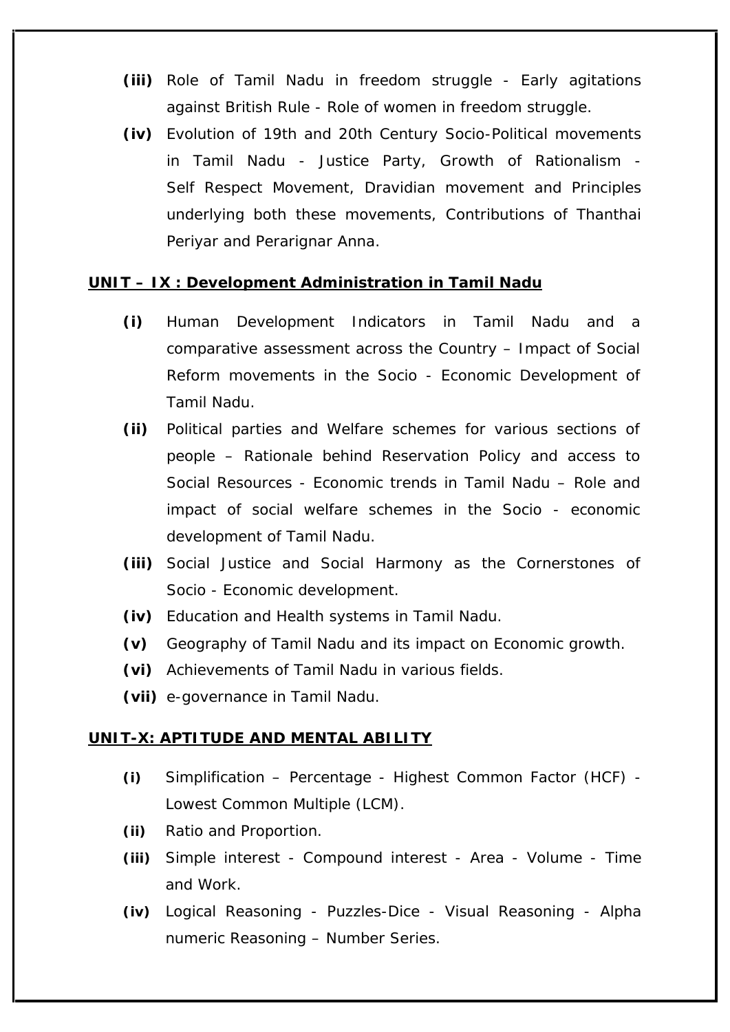**(iii)** Role of Tamil Nadu in freedom struggle - Early agitations against British Rule - Role of women in freedom struggle.

**(iv)** Evolution of 19th and 20th Century Socio-Political movements in Tamil Nadu - Justice Party, Growth of Rationalism - Self Respect Movement, Dravidian movement and Principles underlying both these movements, Contributions of Thanthai Periyar and Perarignar Anna.

**UNIT – IX : Development Administration in Tamil Nadu**

**(i)** Human Development Indicators in Tamil Nadu and a comparative assessment across the Country – Impact of Social Reform movements in the Socio - Economic Development of Tamil Nadu.

**(ii)** Political parties and Welfare schemes for various sections of people – Rationale behind Reservation Policy and access to Social Resources - Economic trends in Tamil Nadu – Role and impact of social welfare schemes in the Socio - economic development of Tamil Nadu.

**(iii)** Social Justice and Social Harmony as the Cornerstones of Socio - Economic development.

**(iv)** Education and Health systems in Tamil Nadu.

**(v)** Geography of Tamil Nadu and its impact on Economic growth.

**(vi)** Achievements of Tamil Nadu in various fields.

**(vii)** e-governance in Tamil Nadu.

**UNIT-X: APTITUDE AND MENTAL ABILITY**

**(i)** Simplification – Percentage - Highest Common Factor (HCF) - Lowest Common Multiple (LCM).

**(ii)** Ratio and Proportion.

**(iii)** Simple interest - Compound interest - Area - Volume - Time and Work.

**(iv)** Logical Reasoning - Puzzles-Dice - Visual Reasoning - Alpha numeric Reasoning – Number Series.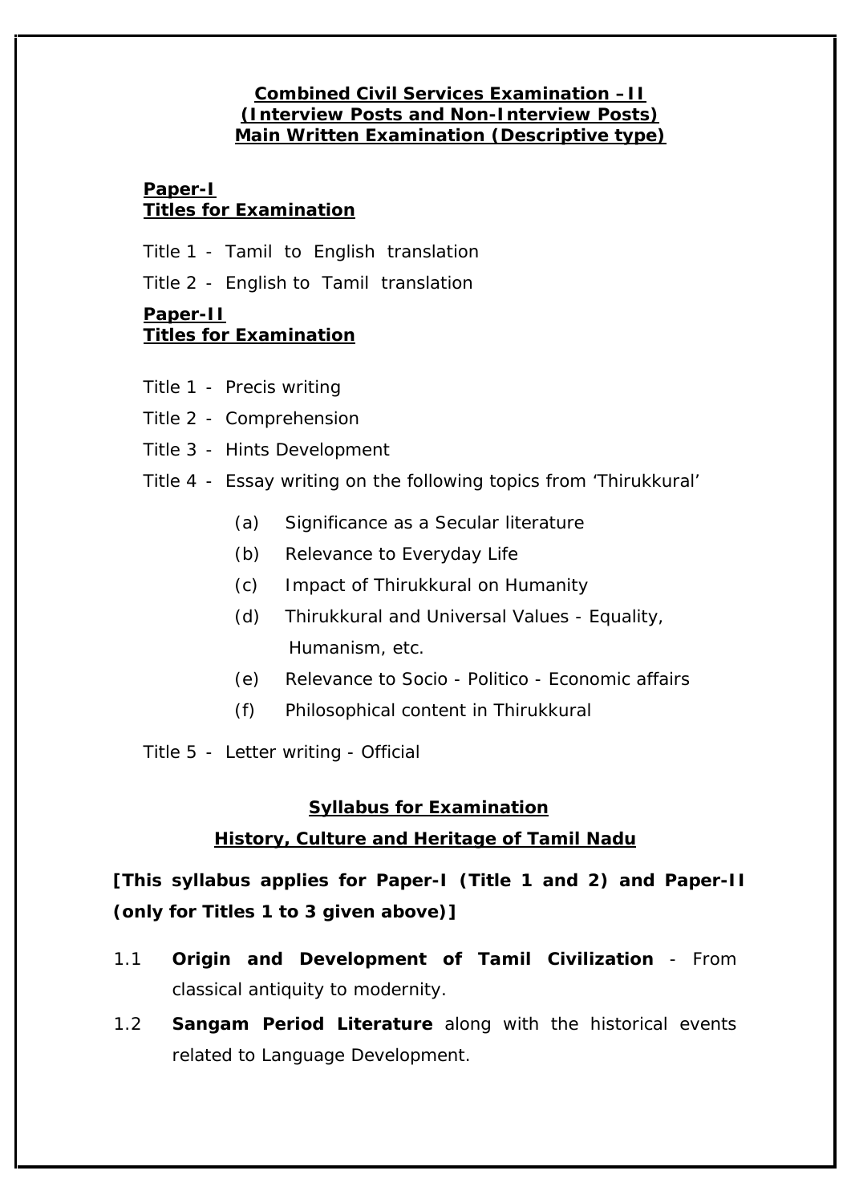**Combined Civil Services Examination –II**
**(Interview Posts and Non-Interview Posts)**
**Main Written Examination (Descriptive type)**

**Paper-I**
**Titles for Examination**

Title 1 - Tamil to English translation

Title 2 - English to Tamil translation

**Paper-II**
**Titles for Examination**

Title 1 - Precis writing

Title 2 - Comprehension

Title 3 - Hints Development

Title 4 - Essay writing on the following topics from 'Thirukkural'

(a) Significance as a Secular literature

(b) Relevance to Everyday Life

(c) Impact of Thirukkural on Humanity

(d) Thirukkural and Universal Values - Equality, Humanism, etc.

(e) Relevance to Socio - Politico - Economic affairs

(f) Philosophical content in Thirukkural

Title 5 - Letter writing - Official

**Syllabus for Examination**

**History, Culture and Heritage of Tamil Nadu**

**[This syllabus applies for Paper-I (Title 1 and 2) and Paper-II (only for Titles 1 to 3 given above)]**

1.1 **Origin and Development of Tamil Civilization** - From classical antiquity to modernity.

1.2 **Sangam Period Literature** along with the historical events related to Language Development.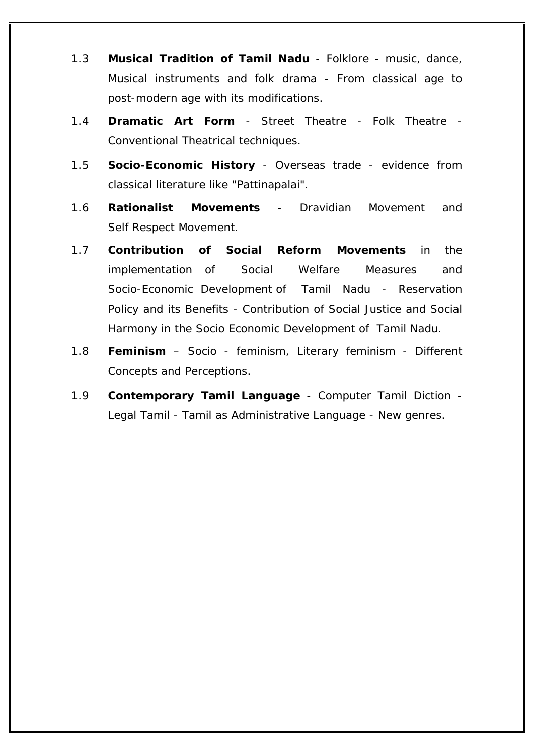1.3 **Musical Tradition of Tamil Nadu** - Folklore - music, dance, Musical instruments and folk drama - From classical age to post-modern age with its modifications.

1.4 **Dramatic Art Form** - Street Theatre - Folk Theatre - Conventional Theatrical techniques.

1.5 **Socio-Economic History** - Overseas trade - evidence from classical literature like "Pattinapalai".

1.6 **Rationalist Movements** - Dravidian Movement and Self Respect Movement.

1.7 **Contribution of Social Reform Movements** in the implementation of Social Welfare Measures and Socio-Economic Development of Tamil Nadu - Reservation Policy and its Benefits - Contribution of Social Justice and Social Harmony in the Socio Economic Development of Tamil Nadu.

1.8 **Feminism** – Socio - feminism, Literary feminism - Different Concepts and Perceptions.

1.9 **Contemporary Tamil Language** - Computer Tamil Diction - Legal Tamil - Tamil as Administrative Language - New genres.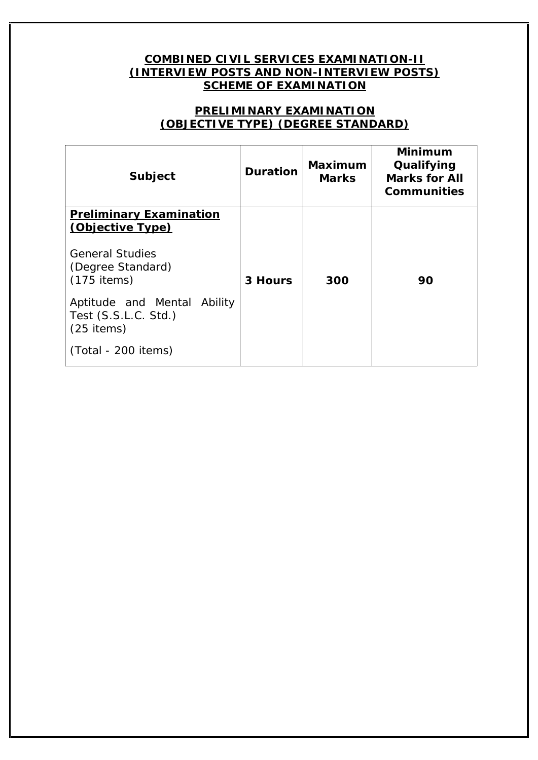**COMBINED CIVIL SERVICES EXAMINATION-II**
**(INTERVIEW POSTS AND NON-INTERVIEW POSTS)**
**SCHEME OF EXAMINATION**

**PRELIMINARY EXAMINATION**
**(OBJECTIVE TYPE) (DEGREE STANDARD)**

| Subject | Duration | Maximum Marks | Minimum Qualifying Marks for All Communities |
|---|---|---|---|
| **Preliminary Examination (Objective Type)**<br><br>General Studies (Degree Standard) (175 items)<br><br>Aptitude and Mental Ability Test (S.S.L.C. Std.) (25 items)<br><br>(Total - 200 items) | **3 Hours** | **300** | **90** |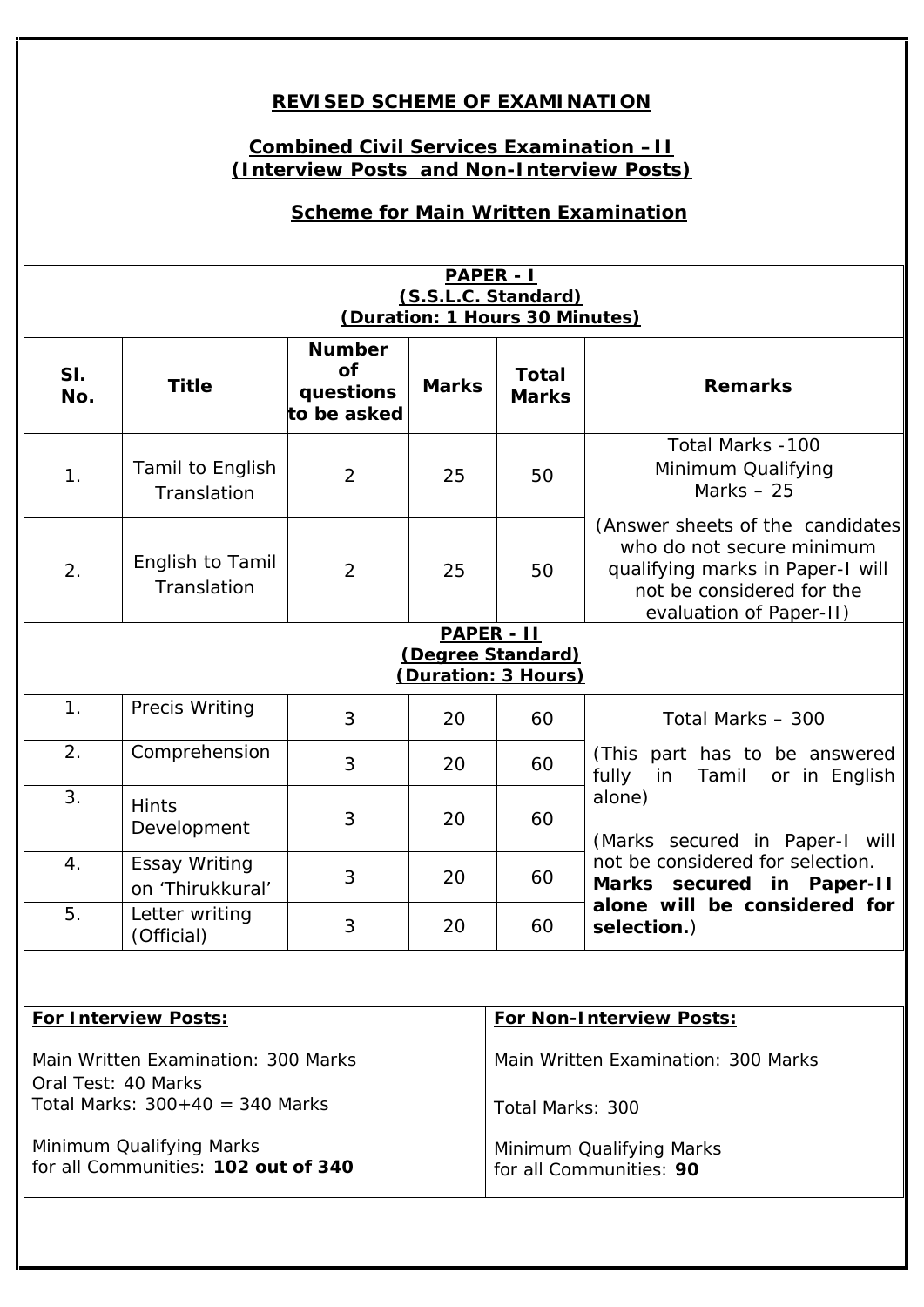## REVISED SCHEME OF EXAMINATION

### Combined Civil Services Examination – II (Interview Posts and Non-Interview Posts)

### Scheme for Main Written Examination

| **PAPER - I (S.S.L.C. Standard) (Duration: 1 Hours 30 Minutes)** | | | | | |
|---|---|---|---|---|---|
| **Sl. No.** | **Title** | **Number of questions to be asked** | **Marks** | **Total Marks** | **Remarks** |
| 1. | Tamil to English Translation | 2 | 25 | 50 | Total Marks -100 Minimum Qualifying Marks – 25 |
| 2. | English to Tamil Translation | 2 | 25 | 50 | (Answer sheets of the candidates who do not secure minimum qualifying marks in Paper-I will not be considered for the evaluation of Paper-II) |
| **PAPER - II (Degree Standard) (Duration: 3 Hours)** | | | | | |
| 1. | Precis Writing | 3 | 20 | 60 | Total Marks – 300 |
| 2. | Comprehension | 3 | 20 | 60 | (This part has to be answered fully in Tamil or in English alone) |
| 3. | Hints Development | 3 | 20 | 60 | (Marks secured in Paper-I will not be considered for selection. **Marks secured in Paper-II alone will be considered for selection.**) |
| 4. | Essay Writing on 'Thirukkural' | 3 | 20 | 60 | |
| 5. | Letter writing (Official) | 3 | 20 | 60 | |

| **For Interview Posts:** | **For Non-Interview Posts:** |
|---|---|
| Main Written Examination: 300 Marks<br>Oral Test: 40 Marks<br>Total Marks: 300+40 = 340 Marks<br><br>Minimum Qualifying Marks for all Communities: **102 out of 340** | Main Written Examination: 300 Marks<br><br>Total Marks: 300<br><br>Minimum Qualifying Marks for all Communities: **90** |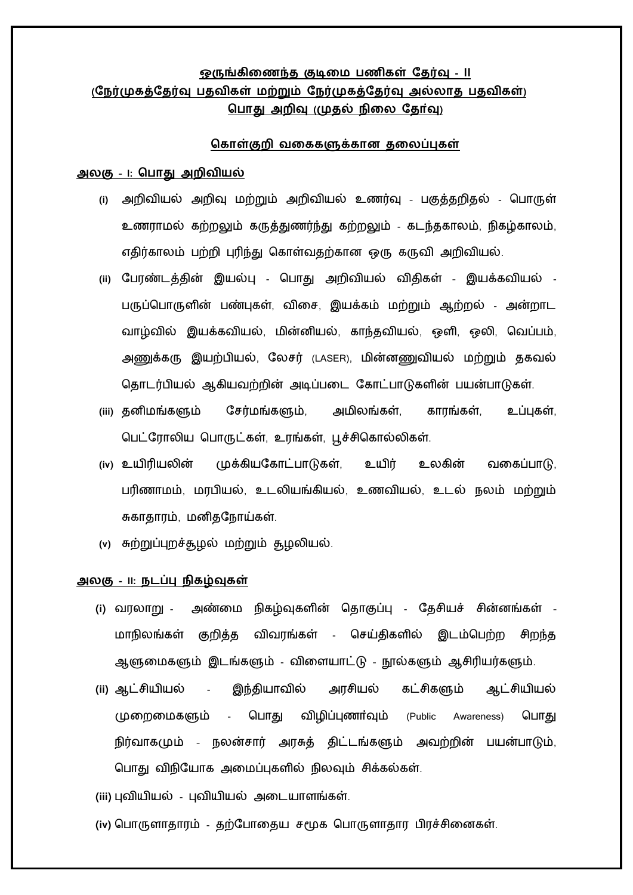## ஒருங்கிணைந்த குடிமை பணிகள் தேர்வு - II
## (நேர்முகத்தேர்வு பதவிகள் மற்றும் நேர்முகத்தேர்வு அல்லாத பதவிகள்)
## பொது அறிவு (முதல் நிலை தேர்வு)

### கொள்குறி வகைகளுக்கான தலைப்புகள்

**அலகு - I: பொது அறிவியல்**

(i) அறிவியல் அறிவு மற்றும் அறிவியல் உணர்வு - பகுத்தறிதல் - பொருள் உணராமல் கற்றலும் கருத்துணர்ந்து கற்றலும் - கடந்தகாலம், நிகழ்காலம், எதிர்காலம் பற்றி புரிந்து கொள்வதற்கான ஒரு கருவி அறிவியல்.

(ii) பேரண்டத்தின் இயல்பு - பொது அறிவியல் விதிகள் - இயக்கவியல் - பருப்பொருளின் பண்புகள், விசை, இயக்கம் மற்றும் ஆற்றல் - அன்றாட வாழ்வில் இயக்கவியல், மின்னியல், காந்தவியல், ஒளி, ஒலி, வெப்பம், அணுக்கரு இயற்பியல், லேசர் (LASER), மின்னணுவியல் மற்றும் தகவல் தொடர்பியல் ஆகியவற்றின் அடிப்படை கோட்பாடுகளின் பயன்பாடுகள்.

(iii) தனிமங்களும் சேர்மங்களும், அமிலங்கள், காரங்கள், உப்புகள், பெட்ரோலிய பொருட்கள், உரங்கள், பூச்சிகொல்லிகள்.

(iv) உயிரியலின் முக்கியகோட்பாடுகள், உயிர் உலகின் வகைப்பாடு, பரிணாமம், மரபியல், உடலியங்கியல், உணவியல், உடல் நலம் மற்றும் சுகாதாரம், மனிதநோய்கள்.

(v) சுற்றுப்புறச்சூழல் மற்றும் சூழலியல்.

**அலகு - II: நடப்பு நிகழ்வுகள்**

(i) வரலாறு - அண்மை நிகழ்வுகளின் தொகுப்பு - தேசியச் சின்னங்கள் - மாநிலங்கள் குறித்த விவரங்கள் - செய்திகளில் இடம்பெற்ற சிறந்த ஆளுமைகளும் இடங்களும் - விளையாட்டு - நூல்களும் ஆசிரியர்களும்.

(ii) ஆட்சியியல் - இந்தியாவில் அரசியல் கட்சிகளும் ஆட்சியியல் முறைமைகளும் - பொது விழிப்புணர்வும் (Public Awareness) பொது நிர்வாகமும் - நலன்சார் அரசுத் திட்டங்களும் அவற்றின் பயன்பாடும், பொது விநியோக அமைப்புகளில் நிலவும் சிக்கல்கள்.

(iii) புவியியல் - புவியியல் அடையாளங்கள்.

(iv) பொருளாதாரம் - தற்போதைய சமூக பொருளாதார பிரச்சினைகள்.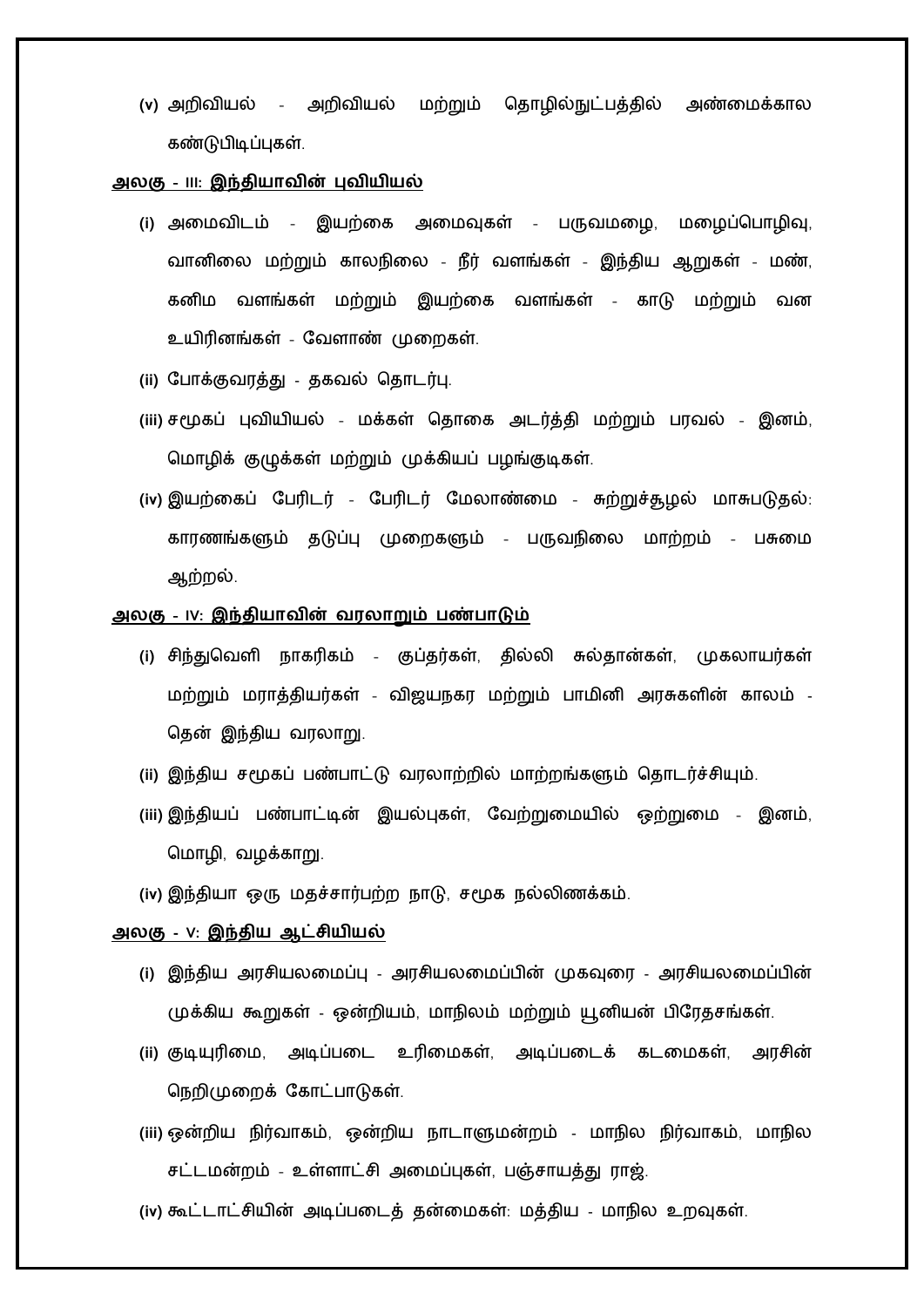(v) அறிவியல் - அறிவியல் மற்றும் தொழில்நுட்பத்தில் அண்மைக்கால கண்டுபிடிப்புகள்.

**அலகு - III: இந்தியாவின் புவியியல்**

(i) அமைவிடம் - இயற்கை அமைவுகள் - பருவமழை, மழைப்பொழிவு, வானிலை மற்றும் காலநிலை - நீர் வளங்கள் - இந்திய ஆறுகள் - மண், கனிம வளங்கள் மற்றும் இயற்கை வளங்கள் - காடு மற்றும் வன உயிரினங்கள் - வேளாண் முறைகள்.

(ii) போக்குவரத்து - தகவல் தொடர்பு.

(iii) சமூகப் புவியியல் - மக்கள் தொகை அடர்த்தி மற்றும் பரவல் - இனம், மொழிக் குழுக்கள் மற்றும் முக்கியப் பழங்குடிகள்.

(iv) இயற்கைப் பேரிடர் - பேரிடர் மேலாண்மை - சுற்றுச்சூழல் மாசுபடுதல்: காரணங்களும் தடுப்பு முறைகளும் - பருவநிலை மாற்றம் - பசுமை ஆற்றல்.

**அலகு - IV: இந்தியாவின் வரலாறும் பண்பாடும்**

(i) சிந்துவெளி நாகரிகம் - குப்தர்கள், தில்லி சுல்தான்கள், முகலாயர்கள் மற்றும் மராத்தியர்கள் - விஜயநகர மற்றும் பாமினி அரசுகளின் காலம் - தென் இந்திய வரலாறு.

(ii) இந்திய சமூகப் பண்பாட்டு வரலாற்றில் மாற்றங்களும் தொடர்ச்சியும்.

(iii) இந்தியப் பண்பாட்டின் இயல்புகள், வேற்றுமையில் ஒற்றுமை - இனம், மொழி, வழக்காறு.

(iv) இந்தியா ஒரு மதச்சார்பற்ற நாடு, சமூக நல்லிணக்கம்.

**அலகு - V: இந்திய ஆட்சியியல்**

(i) இந்திய அரசியலமைப்பு - அரசியலமைப்பின் முகவுரை - அரசியலமைப்பின் முக்கிய கூறுகள் - ஒன்றியம், மாநிலம் மற்றும் யூனியன் பிரேதசங்கள்.

(ii) குடியுரிமை, அடிப்படை உரிமைகள், அடிப்படைக் கடமைகள், அரசின் நெறிமுறைக் கோட்பாடுகள்.

(iii) ஒன்றிய நிர்வாகம், ஒன்றிய நாடாளுமன்றம் - மாநில நிர்வாகம், மாநில சட்டமன்றம் - உள்ளாட்சி அமைப்புகள், பஞ்சாயத்து ராஜ்.

(iv) கூட்டாட்சியின் அடிப்படைத் தன்மைகள்: மத்திய - மாநில உறவுகள்.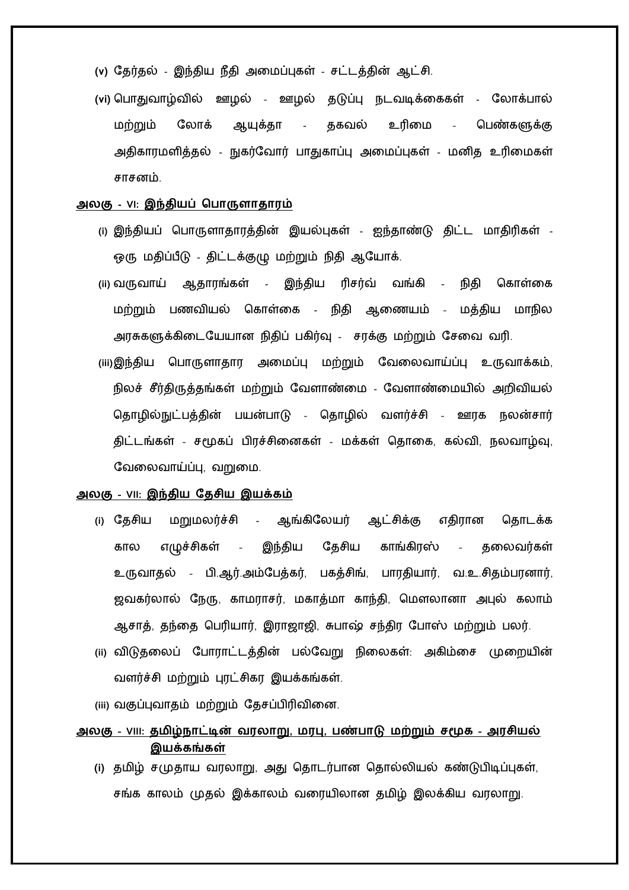(v) தேர்தல் - இந்திய நீதி அமைப்புகள் - சட்டத்தின் ஆட்சி.

(vi) பொதுவாழ்வில் ஊழல் - ஊழல் தடுப்பு நடவடிக்கைகள் - லோக்பால் மற்றும் லோக் ஆயுக்தா - தகவல் உரிமை - பெண்களுக்கு அதிகாரமளித்தல் - நுகர்வோர் பாதுகாப்பு அமைப்புகள் - மனித உரிமைகள் சாசனம்.

**அலகு - VI: இந்தியப் பொருளாதாரம்**

(i) இந்தியப் பொருளாதாரத்தின் இயல்புகள் - ஐந்தாண்டு திட்ட மாதிரிகள் - ஒரு மதிப்பீடு - திட்டக்குழு மற்றும் நிதி ஆயோக்.

(ii) வருவாய் ஆதாரங்கள் - இந்திய ரிசர்வ் வங்கி - நிதி கொள்கை மற்றும் பணவியல் கொள்கை - நிதி ஆணையம் - மத்திய மாநில அரசுகளுக்கிடையேயான நிதிப் பகிர்வு - சரக்கு மற்றும் சேவை வரி.

(iii) இந்திய பொருளாதார அமைப்பு மற்றும் வேலைவாய்ப்பு உருவாக்கம், நிலச் சீர்திருத்தங்கள் மற்றும் வேளாண்மை - வேளாண்மையில் அறிவியல் தொழில்நுட்பத்தின் பயன்பாடு - தொழில் வளர்ச்சி - ஊரக நலன்சார் திட்டங்கள் - சமூகப் பிரச்சினைகள் - மக்கள் தொகை, கல்வி, நலவாழ்வு, வேலைவாய்ப்பு, வறுமை.

**அலகு - VII: இந்திய தேசிய இயக்கம்**

(i) தேசிய மறுமலர்ச்சி - ஆங்கிலேயர் ஆட்சிக்கு எதிரான தொடக்க கால எழுச்சிகள் - இந்திய தேசிய காங்கிரஸ் - தலைவர்கள் உருவாதல் - பி.ஆர்.அம்பேத்கர், பகத்சிங், பாரதியார், வ.உ.சிதம்பரனார், ஜவகர்லால் நேரு, காமராசர், மகாத்மா காந்தி, மௌலானா அபுல் கலாம் ஆசாத், தந்தை பெரியார், இராஜாஜி, சுபாஷ் சந்திர போஸ் மற்றும் பலர்.

(ii) விடுதலைப் போராட்டத்தின் பல்வேறு நிலைகள்: அகிம்சை முறையின் வளர்ச்சி மற்றும் புரட்சிகர இயக்கங்கள்.

(iii) வகுப்புவாதம் மற்றும் தேசப்பிரிவினை.

**அலகு - VIII: தமிழ்நாட்டின் வரலாறு, மரபு, பண்பாடு மற்றும் சமூக - அரசியல் இயக்கங்கள்**

(i) தமிழ் சமுதாய வரலாறு, அது தொடர்பான தொல்லியல் கண்டுபிடிப்புகள், சங்க காலம் முதல் இக்காலம் வரையிலான தமிழ் இலக்கிய வரலாறு.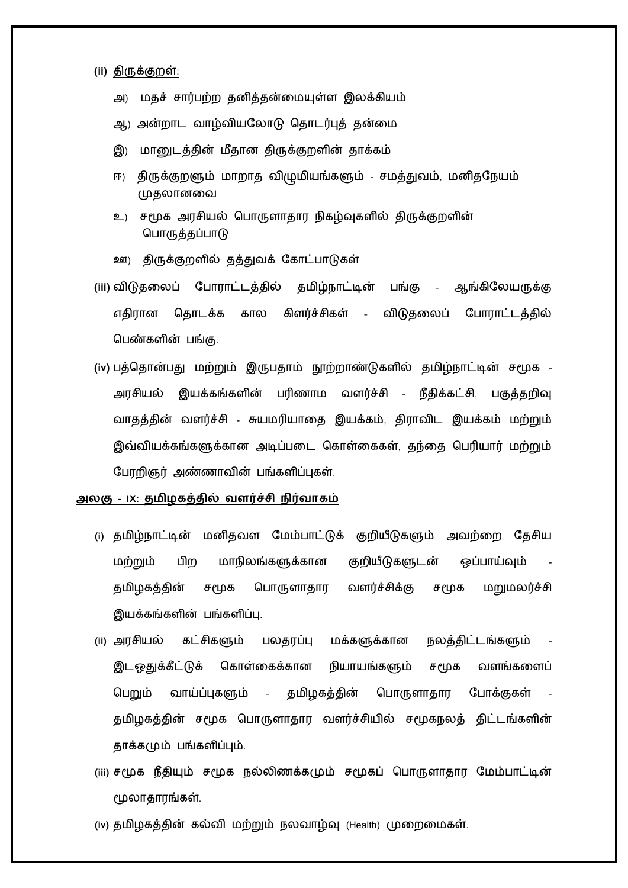**(ii)** <u>திருக்குறள்</u>:

அ) மதச் சார்பற்ற தனித்தன்மையுள்ள இலக்கியம்

ஆ) அன்றாட வாழ்வியலோடு தொடர்புத் தன்மை

இ) மானுடத்தின் மீதான திருக்குறளின் தாக்கம்

ஈ) திருக்குறளும் மாறாத விழுமியங்களும் - சமத்துவம், மனிதநேயம் முதலானவை

உ) சமூக அரசியல் பொருளாதார நிகழ்வுகளில் திருக்குறளின் பொருத்தப்பாடு

ஊ) திருக்குறளில் தத்துவக் கோட்பாடுகள்

**(iii)** விடுதலைப் போராட்டத்தில் தமிழ்நாட்டின் பங்கு - ஆங்கிலேயருக்கு எதிரான தொடக்க கால கிளர்ச்சிகள் - விடுதலைப் போராட்டத்தில் பெண்களின் பங்கு.

**(iv)** பத்தொன்பது மற்றும் இருபதாம் நூற்றாண்டுகளில் தமிழ்நாட்டின் சமூக - அரசியல் இயக்கங்களின் பரிணாம வளர்ச்சி - நீதிக்கட்சி, பகுத்தறிவு வாதத்தின் வளர்ச்சி - சுயமரியாதை இயக்கம், திராவிட இயக்கம் மற்றும் இவ்வியக்கங்களுக்கான அடிப்படை கொள்கைகள், தந்தை பெரியார் மற்றும் பேரறிஞர் அண்ணாவின் பங்களிப்புகள்.

## <u>அலகு - IX: தமிழகத்தில் வளர்ச்சி நிர்வாகம்</u>

**(i)** தமிழ்நாட்டின் மனிதவள மேம்பாட்டுக் குறியீடுகளும் அவற்றை தேசிய மற்றும் பிற மாநிலங்களுக்கான குறியீடுகளுடன் ஒப்பாய்வும் - தமிழகத்தின் சமூக பொருளாதார வளர்ச்சிக்கு சமூக மறுமலர்ச்சி இயக்கங்களின் பங்களிப்பு.

**(ii)** அரசியல் கட்சிகளும் பலதரப்பு மக்களுக்கான நலத்திட்டங்களும் - இடஒதுக்கீட்டுக் கொள்கைக்கான நியாயங்களும் சமூக வளங்களைப் பெறும் வாய்ப்புகளும் - தமிழகத்தின் பொருளாதார போக்குகள் - தமிழகத்தின் சமூக பொருளாதார வளர்ச்சியில் சமூகநலத் திட்டங்களின் தாக்கமும் பங்களிப்பும்.

**(iii)** சமூக நீதியும் சமூக நல்லிணக்கமும் சமூகப் பொருளாதார மேம்பாட்டின் மூலாதாரங்கள்.

**(iv)** தமிழகத்தின் கல்வி மற்றும் நலவாழ்வு (Health) முறைமைகள்.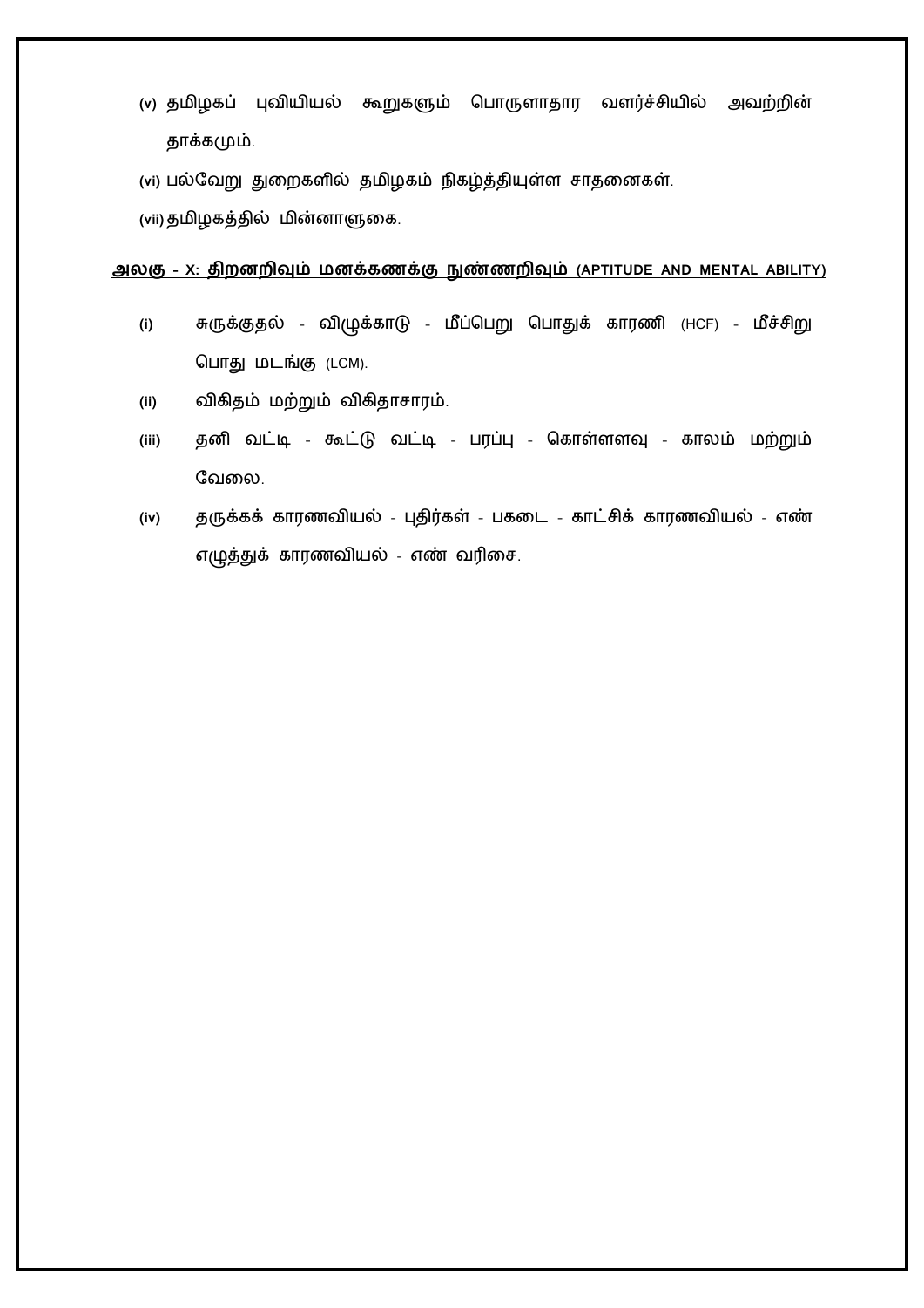(v) தமிழகப் புவியியல் கூறுகளும் பொருளாதார வளர்ச்சியில் அவற்றின் தாக்கமும்.

(vi) பல்வேறு துறைகளில் தமிழகம் நிகழ்த்தியுள்ள சாதனைகள்.

(vii) தமிழகத்தில் மின்னாளுகை.

## <u>அலகு - X: திறனறிவும் மனக்கணக்கு நுண்ணறிவும் (APTITUDE AND MENTAL ABILITY)</u>

(i) சுருக்குதல் - விழுக்காடு - மீப்பெறு பொதுக் காரணி (HCF) - மீச்சிறு பொது மடங்கு (LCM).

(ii) விகிதம் மற்றும் விகிதாசாரம்.

(iii) தனி வட்டி - கூட்டு வட்டி - பரப்பு - கொள்ளளவு - காலம் மற்றும் வேலை.

(iv) தருக்கக் காரணவியல் - புதிர்கள் - பகடை - காட்சிக் காரணவியல் - எண் எழுத்துக் காரணவியல் - எண் வரிசை.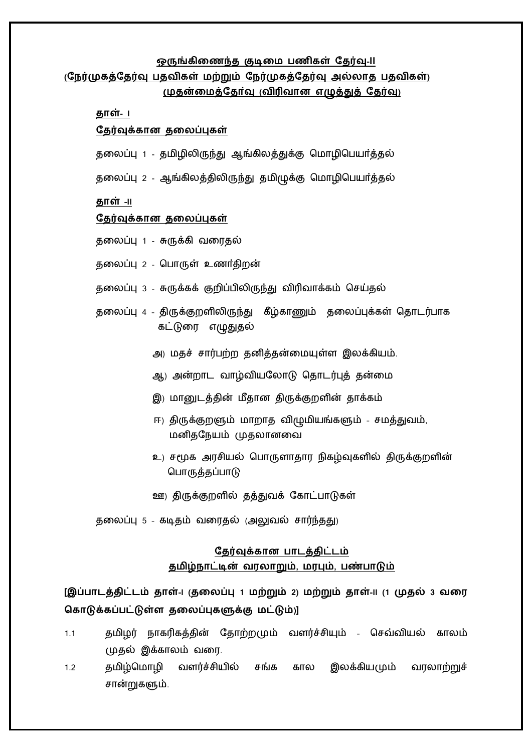**ஒருங்கிணைந்த குடிமை பணிகள் தேர்வு-II**
**(நேர்முகத்தேர்வு பதவிகள் மற்றும் நேர்முகத்தேர்வு அல்லாத பதவிகள்)**
**முதன்மைத்தேர்வு (விரிவான எழுத்துத் தேர்வு)**

**தாள்- I**

**தேர்வுக்கான தலைப்புகள்**

தலைப்பு 1 - தமிழிலிருந்து ஆங்கிலத்துக்கு மொழிபெயர்த்தல்

தலைப்பு 2 - ஆங்கிலத்திலிருந்து தமிழுக்கு மொழிபெயர்த்தல்

**தாள் -II**

**தேர்வுக்கான தலைப்புகள்**

தலைப்பு 1 - சுருக்கி வரைதல்

தலைப்பு 2 - பொருள் உணர்திறன்

தலைப்பு 3 - சுருக்கக் குறிப்பிலிருந்து விரிவாக்கம் செய்தல்

தலைப்பு 4 - திருக்குறளிலிருந்து கீழ்காணும் தலைப்புக்கள் தொடர்பாக கட்டுரை எழுதுதல்

அ) மதச் சார்பற்ற தனித்தன்மையுள்ள இலக்கியம்.

ஆ) அன்றாட வாழ்வியலோடு தொடர்புத் தன்மை

இ) மானுடத்தின் மீதான திருக்குறளின் தாக்கம்

ஈ) திருக்குறளும் மாறாத விழுமியங்களும் - சமத்துவம், மனிதநேயம் முதலானவை

உ) சமூக அரசியல் பொருளாதார நிகழ்வுகளில் திருக்குறளின் பொருத்தப்பாடு

ஊ) திருக்குறளில் தத்துவக் கோட்பாடுகள்

தலைப்பு 5 - கடிதம் வரைதல் (அலுவல் சார்ந்தது)

**தேர்வுக்கான பாடத்திட்டம்**
**தமிழ்நாட்டின் வரலாறும், மரபும், பண்பாடும்**

**[இப்பாடத்திட்டம் தாள்-I (தலைப்பு 1 மற்றும் 2) மற்றும் தாள்-II (1 முதல் 3 வரை கொடுக்கப்பட்டுள்ள தலைப்புகளுக்கு மட்டும்)]**

1.1 தமிழர் நாகரிகத்தின் தோற்றமும் வளர்ச்சியும் - செவ்வியல் காலம் முதல் இக்காலம் வரை.

1.2 தமிழ்மொழி வளர்ச்சியில் சங்க கால இலக்கியமும் வரலாற்றுச் சான்றுகளும்.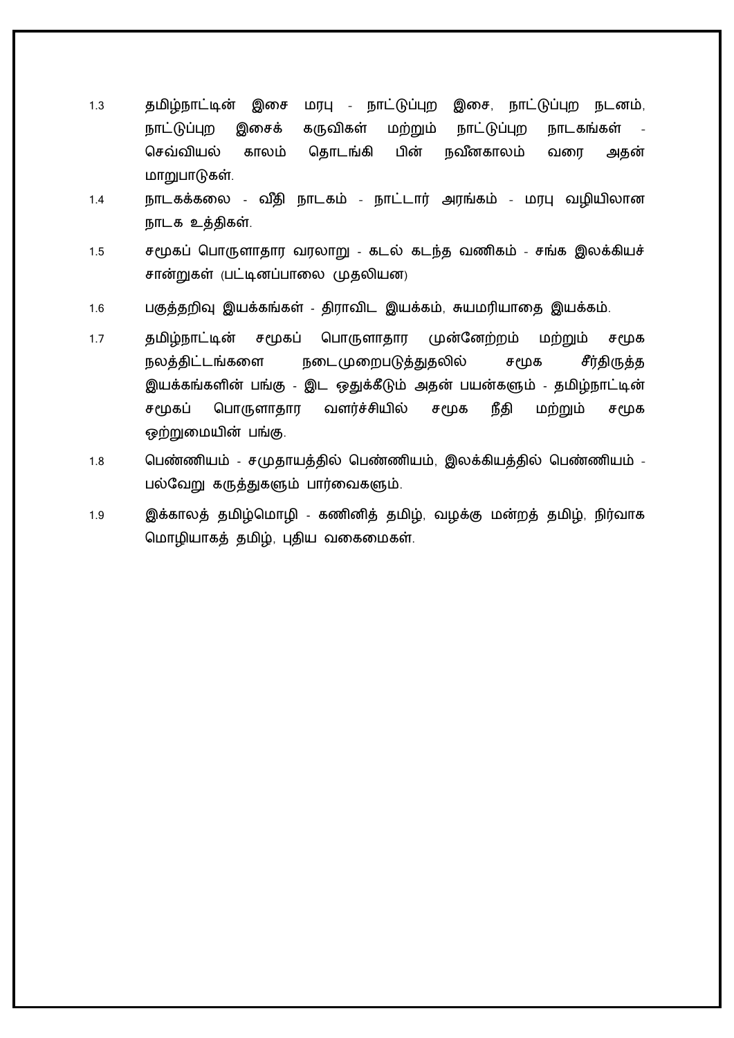1.3 தமிழ்நாட்டின் இசை மரபு - நாட்டுப்புற இசை, நாட்டுப்புற நடனம், நாட்டுப்புற இசைக் கருவிகள் மற்றும் நாட்டுப்புற நாடகங்கள் - செவ்வியல் காலம் தொடங்கி பின் நவீனகாலம் வரை அதன் மாறுபாடுகள்.

1.4 நாடகக்கலை - வீதி நாடகம் - நாட்டார் அரங்கம் - மரபு வழியிலான நாடக உத்திகள்.

1.5 சமூகப் பொருளாதார வரலாறு - கடல் கடந்த வணிகம் - சங்க இலக்கியச் சான்றுகள் (பட்டினப்பாலை முதலியன)

1.6 பகுத்தறிவு இயக்கங்கள் - திராவிட இயக்கம், சுயமரியாதை இயக்கம்.

1.7 தமிழ்நாட்டின் சமூகப் பொருளாதார முன்னேற்றம் மற்றும் சமூக நலத்திட்டங்களை நடைமுறைபடுத்துதலில் சமூக சீர்திருத்த இயக்கங்களின் பங்கு - இட ஒதுக்கீடும் அதன் பயன்களும் - தமிழ்நாட்டின் சமூகப் பொருளாதார வளர்ச்சியில் சமூக நீதி மற்றும் சமூக ஒற்றுமையின் பங்கு.

1.8 பெண்ணியம் - சமுதாயத்தில் பெண்ணியம், இலக்கியத்தில் பெண்ணியம் - பல்வேறு கருத்துகளும் பார்வைகளும்.

1.9 இக்காலத் தமிழ்மொழி - கணினித் தமிழ், வழக்கு மன்றத் தமிழ், நிர்வாக மொழியாகத் தமிழ், புதிய வகைமைகள்.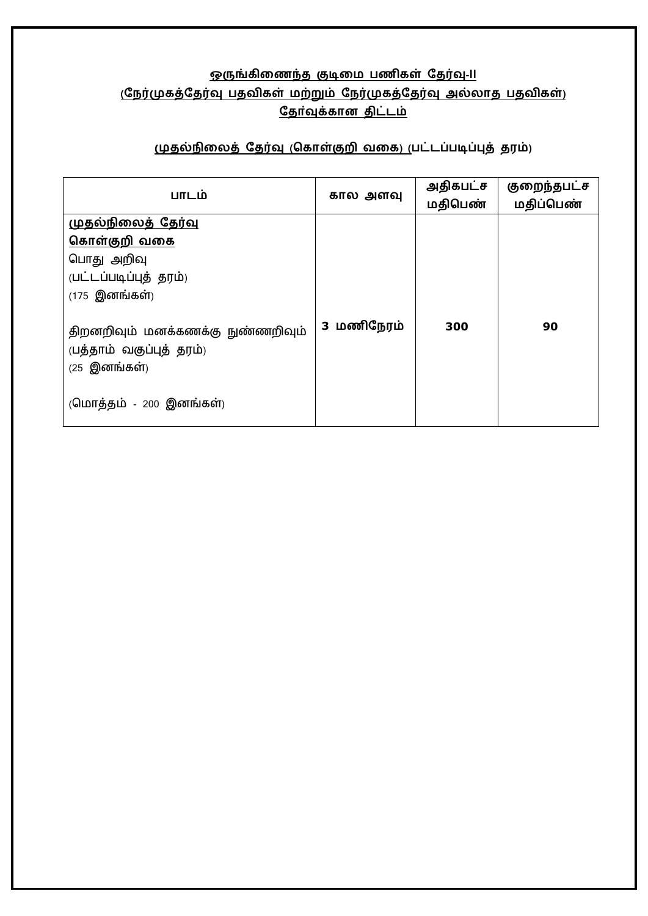**ஒருங்கிணைந்த குடிமை பணிகள் தேர்வு-II**
**(நேர்முகத்தேர்வு பதவிகள் மற்றும் நேர்முகத்தேர்வு அல்லாத பதவிகள்)**
**தேர்வுக்கான திட்டம்**

**முதல்நிலைத் தேர்வு (கொள்குறி வகை) (பட்டப்படிப்புத் தரம்)**

| பாடம் | கால அளவு | அதிகபட்ச மதிபெண் | குறைந்தபட்ச மதிப்பெண் |
|---|---|---|---|
| **முதல்நிலைத் தேர்வு**<br>**கொள்குறி வகை**<br>பொது அறிவு<br>(பட்டப்படிப்புத் தரம்)<br>(175 இனங்கள்)<br><br>திறனறிவும் மனக்கணக்கு நுண்ணறிவும்<br>(பத்தாம் வகுப்புத் தரம்)<br>(25 இனங்கள்)<br><br>(மொத்தம் - 200 இனங்கள்) | **3 மணிநேரம்** | **300** | **90** |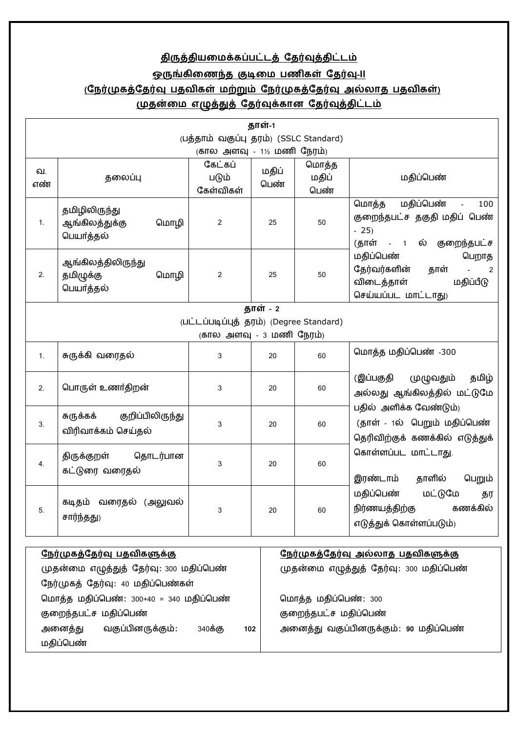## திருத்தியமைக்கப்பட்டத் தேர்வுத்திட்டம்

## ஒருங்கிணைந்த குடிமை பணிகள் தேர்வு-II

## (நேர்முகத்தேர்வு பதவிகள் மற்றும் நேர்முகத்தேர்வு அல்லாத பதவிகள்)

## முதன்மை எழுத்துத் தேர்வுக்கான தேர்வுத்திட்டம்

| வ. எண் | தலைப்பு | கேட்கப் படும் கேள்விகள் | மதிப் பெண் | மொத்த மதிப் பெண் | மதிப்பெண் |
|---|---|---|---|---|---|
| **தாள்-1** (பத்தாம் வகுப்பு தரம்) (SSLC Standard) (கால அளவு - 1½ மணி நேரம்) | | | | | |
| 1. | தமிழிலிருந்து ஆங்கிலத்துக்கு மொழி பெயர்த்தல் | 2 | 25 | 50 | மொத்த மதிப்பெண் - 100 குறைந்தபட்ச தகுதி மதிப் பெண் - 25) (தாள் - 1 ல் குறைந்தபட்ச மதிப்பெண் பெறாத தேர்வர்களின் தாள் - 2 விடைத்தாள் மதிப்பீடு செய்யப்பட மாட்டாது) |
| 2. | ஆங்கிலத்திலிருந்து தமிழுக்கு மொழி பெயர்த்தல் | 2 | 25 | 50 | |
| **தாள் - 2** (பட்டப்படிப்புத் தரம்) (Degree Standard) (கால அளவு - 3 மணி நேரம்) | | | | | |
| 1. | சுருக்கி வரைதல் | 3 | 20 | 60 | மொத்த மதிப்பெண் -300 (இப்பகுதி முழுவதும் தமிழ் அல்லது ஆங்கிலத்தில் மட்டுமே பதில் அளிக்க வேண்டும்) (தாள் - 1ல் பெறும் மதிப்பெண் தெரிவிற்குக் கணக்கில் எடுத்துக் கொள்ளப்பட மாட்டாது. இரண்டாம் தாளில் பெறும் மதிப்பெண் மட்டுமே தர நிர்ணயத்திற்கு கணக்கில் எடுத்துக் கொள்ளப்படும்) |
| 2. | பொருள் உணர்திறன் | 3 | 20 | 60 | |
| 3. | சுருக்கக் குறிப்பிலிருந்து விரிவாக்கம் செய்தல் | 3 | 20 | 60 | |
| 4. | திருக்குறள் தொடர்பான கட்டுரை வரைதல் | 3 | 20 | 60 | |
| 5. | கடிதம் வரைதல் (அலுவல் சார்ந்தது) | 3 | 20 | 60 | |

| **நேர்முகத்தேர்வு பதவிகளுக்கு** | **நேர்முகத்தேர்வு அல்லாத பதவிகளுக்கு** |
|---|---|
| முதன்மை எழுத்துத் தேர்வு: 300 மதிப்பெண் | முதன்மை எழுத்துத் தேர்வு: 300 மதிப்பெண் |
| நேர்முகத் தேர்வு: 40 மதிப்பெண்கள் | |
| மொத்த மதிப்பெண்: 300+40 = 340 மதிப்பெண் | மொத்த மதிப்பெண்: 300 |
| குறைந்தபட்ச மதிப்பெண் | குறைந்தபட்ச மதிப்பெண் |
| அனைத்து வகுப்பினருக்கும்: 340க்கு **102** மதிப்பெண் | அனைத்து வகுப்பினருக்கும்: **90** மதிப்பெண் |